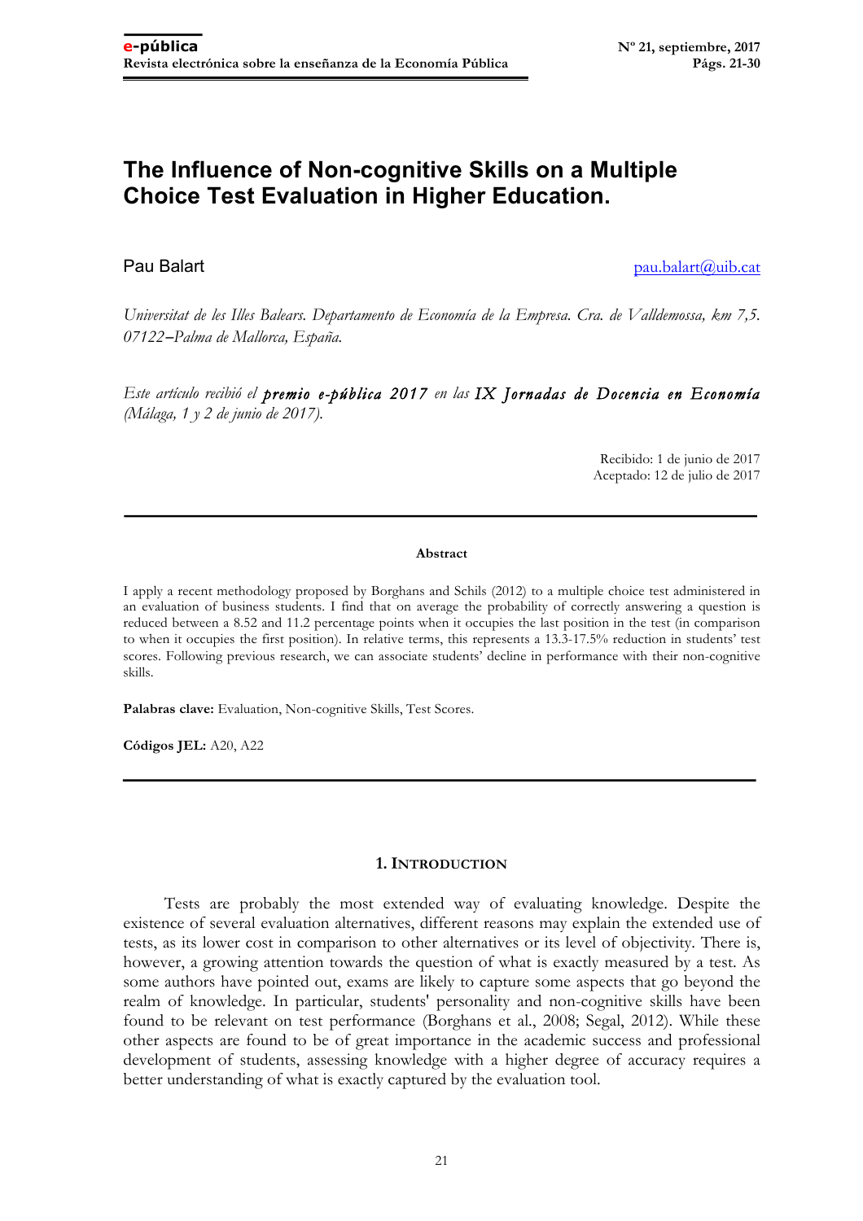# The Influence of Non-cognitive Skills on a Multiple Choice Test Evaluation in Higher Education.

Pau Balart pau.balart@uib.cat

*Universitat de les Illes Balears. Departamento de Economía de la Empresa. Cra. de Valldemossa, km 7,5. 07122–Palma de Mallorca, España.*

*Este artículo recibió el **premio e-pública 2017** en las **IX Jornadas de Docencia en Economía** (Málaga, 1 y 2 de junio de 2017).*

Recibido: 1 de junio de 2017
Aceptado: 12 de julio de 2017

---

**Abstract**

I apply a recent methodology proposed by Borghans and Schils (2012) to a multiple choice test administered in an evaluation of business students. I find that on average the probability of correctly answering a question is reduced between a 8.52 and 11.2 percentage points when it occupies the last position in the test (in comparison to when it occupies the first position). In relative terms, this represents a 13.3-17.5% reduction in students' test scores. Following previous research, we can associate students' decline in performance with their non-cognitive skills.

**Palabras clave:** Evaluation, Non-cognitive Skills, Test Scores.

**Códigos JEL:** A20, A22

---

## 1. Introduction

Tests are probably the most extended way of evaluating knowledge. Despite the existence of several evaluation alternatives, different reasons may explain the extended use of tests, as its lower cost in comparison to other alternatives or its level of objectivity. There is, however, a growing attention towards the question of what is exactly measured by a test. As some authors have pointed out, exams are likely to capture some aspects that go beyond the realm of knowledge. In particular, students' personality and non-cognitive skills have been found to be relevant on test performance (Borghans et al., 2008; Segal, 2012). While these other aspects are found to be of great importance in the academic success and professional development of students, assessing knowledge with a higher degree of accuracy requires a better understanding of what is exactly captured by the evaluation tool.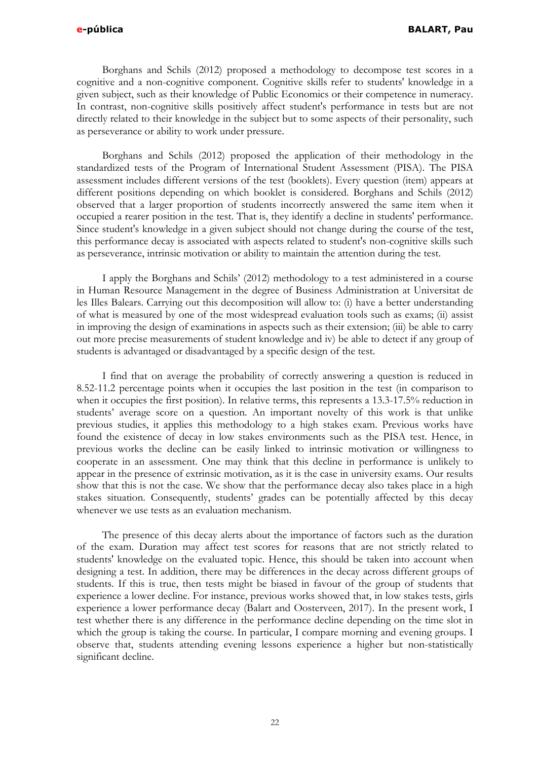Borghans and Schils (2012) proposed a methodology to decompose test scores in a cognitive and a non-cognitive component. Cognitive skills refer to students' knowledge in a given subject, such as their knowledge of Public Economics or their competence in numeracy. In contrast, non-cognitive skills positively affect student's performance in tests but are not directly related to their knowledge in the subject but to some aspects of their personality, such as perseverance or ability to work under pressure.

Borghans and Schils (2012) proposed the application of their methodology in the standardized tests of the Program of International Student Assessment (PISA). The PISA assessment includes different versions of the test (booklets). Every question (item) appears at different positions depending on which booklet is considered. Borghans and Schils (2012) observed that a larger proportion of students incorrectly answered the same item when it occupied a rearer position in the test. That is, they identify a decline in students' performance. Since student's knowledge in a given subject should not change during the course of the test, this performance decay is associated with aspects related to student's non-cognitive skills such as perseverance, intrinsic motivation or ability to maintain the attention during the test.

I apply the Borghans and Schils' (2012) methodology to a test administered in a course in Human Resource Management in the degree of Business Administration at Universitat de les Illes Balears. Carrying out this decomposition will allow to: (i) have a better understanding of what is measured by one of the most widespread evaluation tools such as exams; (ii) assist in improving the design of examinations in aspects such as their extension; (iii) be able to carry out more precise measurements of student knowledge and iv) be able to detect if any group of students is advantaged or disadvantaged by a specific design of the test.

I find that on average the probability of correctly answering a question is reduced in 8.52-11.2 percentage points when it occupies the last position in the test (in comparison to when it occupies the first position). In relative terms, this represents a 13.3-17.5% reduction in students' average score on a question. An important novelty of this work is that unlike previous studies, it applies this methodology to a high stakes exam. Previous works have found the existence of decay in low stakes environments such as the PISA test. Hence, in previous works the decline can be easily linked to intrinsic motivation or willingness to cooperate in an assessment. One may think that this decline in performance is unlikely to appear in the presence of extrinsic motivation, as it is the case in university exams. Our results show that this is not the case. We show that the performance decay also takes place in a high stakes situation. Consequently, students' grades can be potentially affected by this decay whenever we use tests as an evaluation mechanism.

The presence of this decay alerts about the importance of factors such as the duration of the exam. Duration may affect test scores for reasons that are not strictly related to students' knowledge on the evaluated topic. Hence, this should be taken into account when designing a test. In addition, there may be differences in the decay across different groups of students. If this is true, then tests might be biased in favour of the group of students that experience a lower decline. For instance, previous works showed that, in low stakes tests, girls experience a lower performance decay (Balart and Oosterveen, 2017). In the present work, I test whether there is any difference in the performance decline depending on the time slot in which the group is taking the course. In particular, I compare morning and evening groups. I observe that, students attending evening lessons experience a higher but non-statistically significant decline.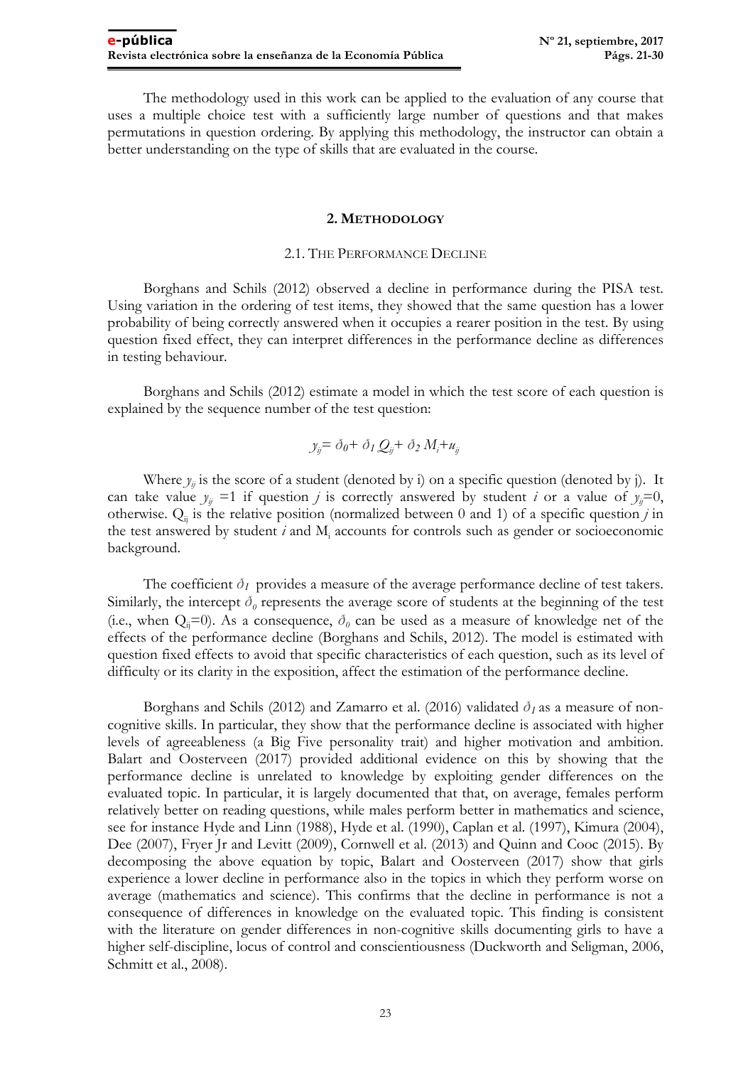The methodology used in this work can be applied to the evaluation of any course that uses a multiple choice test with a sufficiently large number of questions and that makes permutations in question ordering. By applying this methodology, the instructor can obtain a better understanding on the type of skills that are evaluated in the course.

## 2. METHODOLOGY

### 2.1. THE PERFORMANCE DECLINE

Borghans and Schils (2012) observed a decline in performance during the PISA test. Using variation in the ordering of test items, they showed that the same question has a lower probability of being correctly answered when it occupies a rearer position in the test. By using question fixed effect, they can interpret differences in the performance decline as differences in testing behaviour.

Borghans and Schils (2012) estimate a model in which the test score of each question is explained by the sequence number of the test question:

$$y_{ij} = \delta_0 + \delta_1 Q_{ij} + \delta_2 M_i + u_{ij}$$

Where $y_{ij}$ is the score of a student (denoted by i) on a specific question (denoted by j). It can take value $y_{ij} = 1$ if question $j$ is correctly answered by student $i$ or a value of $y_{ij}=0$, otherwise. $Q_{ij}$ is the relative position (normalized between 0 and 1) of a specific question $j$ in the test answered by student $i$ and $M_i$ accounts for controls such as gender or socioeconomic background.

The coefficient $\delta_1$ provides a measure of the average performance decline of test takers. Similarly, the intercept $\delta_0$ represents the average score of students at the beginning of the test (i.e., when $Q_{ij}=0$). As a consequence, $\delta_0$ can be used as a measure of knowledge net of the effects of the performance decline (Borghans and Schils, 2012). The model is estimated with question fixed effects to avoid that specific characteristics of each question, such as its level of difficulty or its clarity in the exposition, affect the estimation of the performance decline.

Borghans and Schils (2012) and Zamarro et al. (2016) validated $\delta_1$ as a measure of non-cognitive skills. In particular, they show that the performance decline is associated with higher levels of agreeableness (a Big Five personality trait) and higher motivation and ambition. Balart and Oosterveen (2017) provided additional evidence on this by showing that the performance decline is unrelated to knowledge by exploiting gender differences on the evaluated topic. In particular, it is largely documented that that, on average, females perform relatively better on reading questions, while males perform better in mathematics and science, see for instance Hyde and Linn (1988), Hyde et al. (1990), Caplan et al. (1997), Kimura (2004), Dee (2007), Fryer Jr and Levitt (2009), Cornwell et al. (2013) and Quinn and Cooc (2015). By decomposing the above equation by topic, Balart and Oosterveen (2017) show that girls experience a lower decline in performance also in the topics in which they perform worse on average (mathematics and science). This confirms that the decline in performance is not a consequence of differences in knowledge on the evaluated topic. This finding is consistent with the literature on gender differences in non-cognitive skills documenting girls to have a higher self-discipline, locus of control and conscientiousness (Duckworth and Seligman, 2006, Schmitt et al., 2008).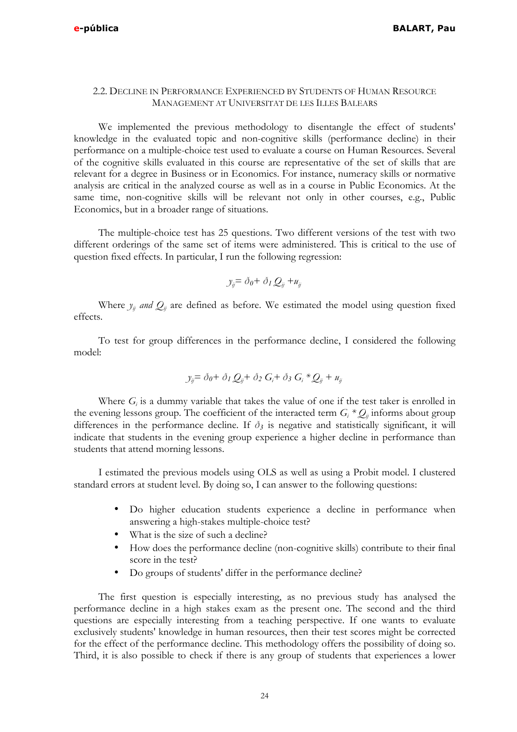## 2.2. Decline in Performance Experienced by Students of Human Resource Management at Universitat de les Illes Balears

We implemented the previous methodology to disentangle the effect of students' knowledge in the evaluated topic and non-cognitive skills (performance decline) in their performance on a multiple-choice test used to evaluate a course on Human Resources. Several of the cognitive skills evaluated in this course are representative of the set of skills that are relevant for a degree in Business or in Economics. For instance, numeracy skills or normative analysis are critical in the analyzed course as well as in a course in Public Economics. At the same time, non-cognitive skills will be relevant not only in other courses, e.g., Public Economics, but in a broader range of situations.

The multiple-choice test has 25 questions. Two different versions of the test with two different orderings of the same set of items were administered. This is critical to the use of question fixed effects. In particular, I run the following regression:

$$y_{ij} = \delta_0 + \delta_1 Q_{ij} + u_{ij}$$

Where $y_{ij}$ *and* $Q_{ij}$ are defined as before. We estimated the model using question fixed effects.

To test for group differences in the performance decline, I considered the following model:

$$y_{ij} = \delta_0 + \delta_1 Q_{ij} + \delta_2 G_i + \delta_3 G_i * Q_{ij} + u_{ij}$$

Where $G_i$ is a dummy variable that takes the value of one if the test taker is enrolled in the evening lessons group. The coefficient of the interacted term $G_i * Q_{ij}$ informs about group differences in the performance decline. If $\delta_3$ is negative and statistically significant, it will indicate that students in the evening group experience a higher decline in performance than students that attend morning lessons.

I estimated the previous models using OLS as well as using a Probit model. I clustered standard errors at student level. By doing so, I can answer to the following questions:

- Do higher education students experience a decline in performance when answering a high-stakes multiple-choice test?
- What is the size of such a decline?
- How does the performance decline (non-cognitive skills) contribute to their final score in the test?
- Do groups of students' differ in the performance decline?

The first question is especially interesting, as no previous study has analysed the performance decline in a high stakes exam as the present one. The second and the third questions are especially interesting from a teaching perspective. If one wants to evaluate exclusively students' knowledge in human resources, then their test scores might be corrected for the effect of the performance decline. This methodology offers the possibility of doing so. Third, it is also possible to check if there is any group of students that experiences a lower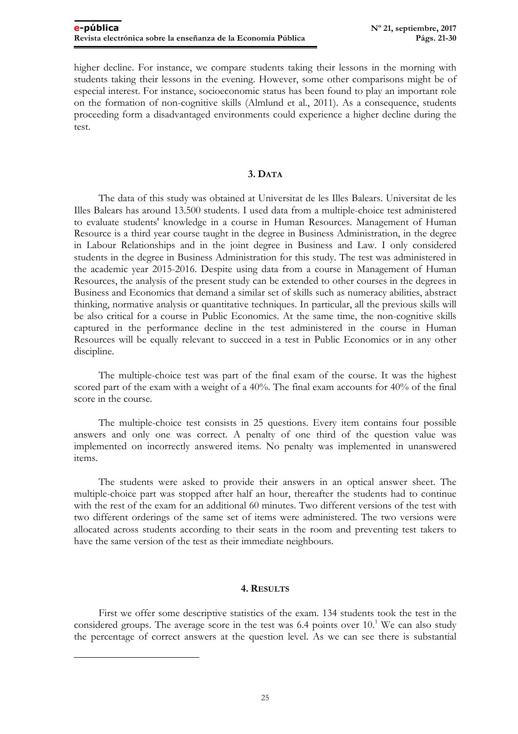higher decline. For instance, we compare students taking their lessons in the morning with students taking their lessons in the evening. However, some other comparisons might be of especial interest. For instance, socioeconomic status has been found to play an important role on the formation of non-cognitive skills (Almlund et al., 2011). As a consequence, students proceeding form a disadvantaged environments could experience a higher decline during the test.

## 3. DATA

The data of this study was obtained at Universitat de les Illes Balears. Universitat de les Illes Balears has around 13.500 students. I used data from a multiple-choice test administered to evaluate students' knowledge in a course in Human Resources. Management of Human Resource is a third year course taught in the degree in Business Administration, in the degree in Labour Relationships and in the joint degree in Business and Law. I only considered students in the degree in Business Administration for this study. The test was administered in the academic year 2015-2016. Despite using data from a course in Management of Human Resources, the analysis of the present study can be extended to other courses in the degrees in Business and Economics that demand a similar set of skills such as numeracy abilities, abstract thinking, normative analysis or quantitative techniques. In particular, all the previous skills will be also critical for a course in Public Economics. At the same time, the non-cognitive skills captured in the performance decline in the test administered in the course in Human Resources will be equally relevant to succeed in a test in Public Economics or in any other discipline.

The multiple-choice test was part of the final exam of the course. It was the highest scored part of the exam with a weight of a 40%. The final exam accounts for 40% of the final score in the course.

The multiple-choice test consists in 25 questions. Every item contains four possible answers and only one was correct. A penalty of one third of the question value was implemented on incorrectly answered items. No penalty was implemented in unanswered items.

The students were asked to provide their answers in an optical answer sheet. The multiple-choice part was stopped after half an hour, thereafter the students had to continue with the rest of the exam for an additional 60 minutes. Two different versions of the test with two different orderings of the same set of items were administered. The two versions were allocated across students according to their seats in the room and preventing test takers to have the same version of the test as their immediate neighbours.

## 4. RESULTS

First we offer some descriptive statistics of the exam. 134 students took the test in the considered groups. The average score in the test was 6.4 points over 10.[1] We can also study the percentage of correct answers at the question level. As we can see there is substantial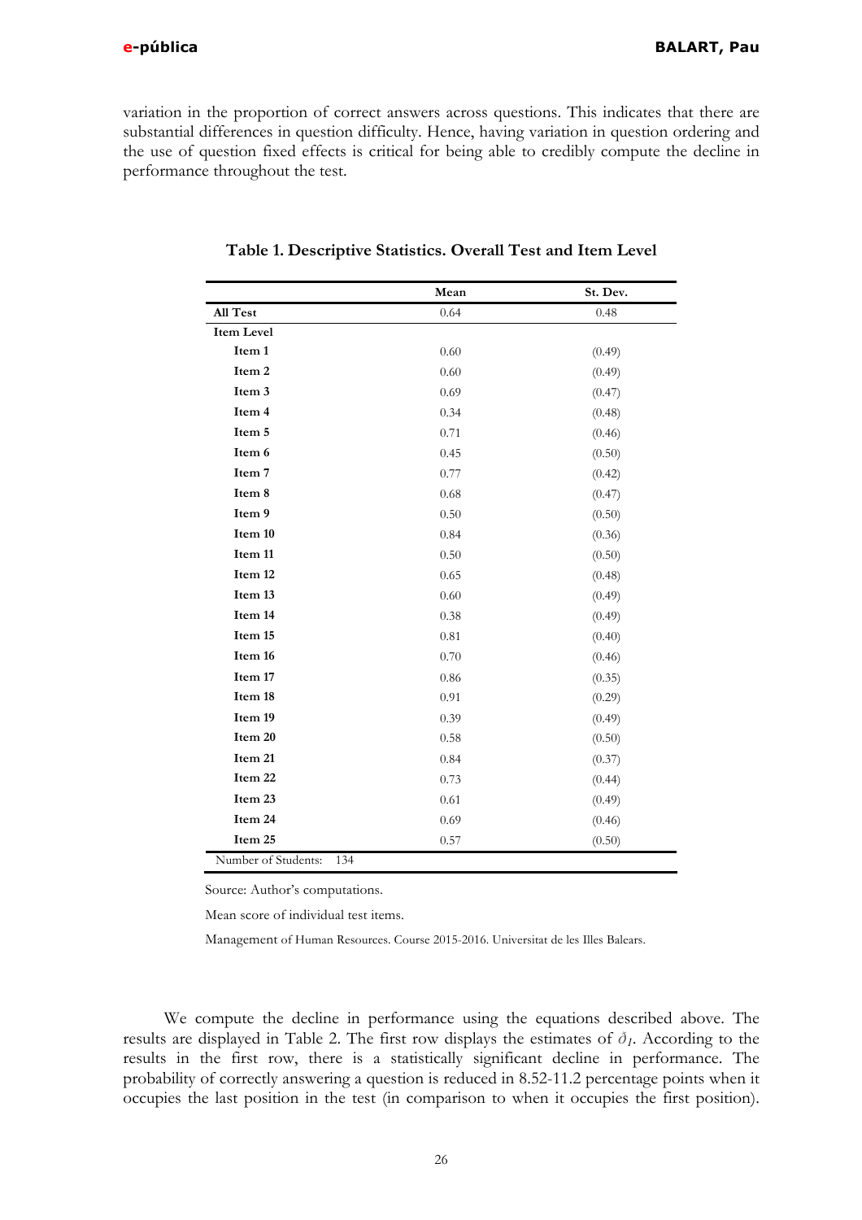variation in the proportion of correct answers across questions. This indicates that there are substantial differences in question difficulty. Hence, having variation in question ordering and the use of question fixed effects is critical for being able to credibly compute the decline in performance throughout the test.

**Table 1. Descriptive Statistics. Overall Test and Item Level**

| | Mean | St. Dev. |
|---|---|---|
| **All Test** | 0.64 | 0.48 |
| **Item Level** | | |
| **Item 1** | 0.60 | (0.49) |
| **Item 2** | 0.60 | (0.49) |
| **Item 3** | 0.69 | (0.47) |
| **Item 4** | 0.34 | (0.48) |
| **Item 5** | 0.71 | (0.46) |
| **Item 6** | 0.45 | (0.50) |
| **Item 7** | 0.77 | (0.42) |
| **Item 8** | 0.68 | (0.47) |
| **Item 9** | 0.50 | (0.50) |
| **Item 10** | 0.84 | (0.36) |
| **Item 11** | 0.50 | (0.50) |
| **Item 12** | 0.65 | (0.48) |
| **Item 13** | 0.60 | (0.49) |
| **Item 14** | 0.38 | (0.49) |
| **Item 15** | 0.81 | (0.40) |
| **Item 16** | 0.70 | (0.46) |
| **Item 17** | 0.86 | (0.35) |
| **Item 18** | 0.91 | (0.29) |
| **Item 19** | 0.39 | (0.49) |
| **Item 20** | 0.58 | (0.50) |
| **Item 21** | 0.84 | (0.37) |
| **Item 22** | 0.73 | (0.44) |
| **Item 23** | 0.61 | (0.49) |
| **Item 24** | 0.69 | (0.46) |
| **Item 25** | 0.57 | (0.50) |
| Number of Students: 134 | | |

Source: Author's computations.

Mean score of individual test items.

Management of Human Resources. Course 2015-2016. Universitat de les Illes Balears.

We compute the decline in performance using the equations described above. The results are displayed in Table 2. The first row displays the estimates of $\delta_1$. According to the results in the first row, there is a statistically significant decline in performance. The probability of correctly answering a question is reduced in 8.52-11.2 percentage points when it occupies the last position in the test (in comparison to when it occupies the first position).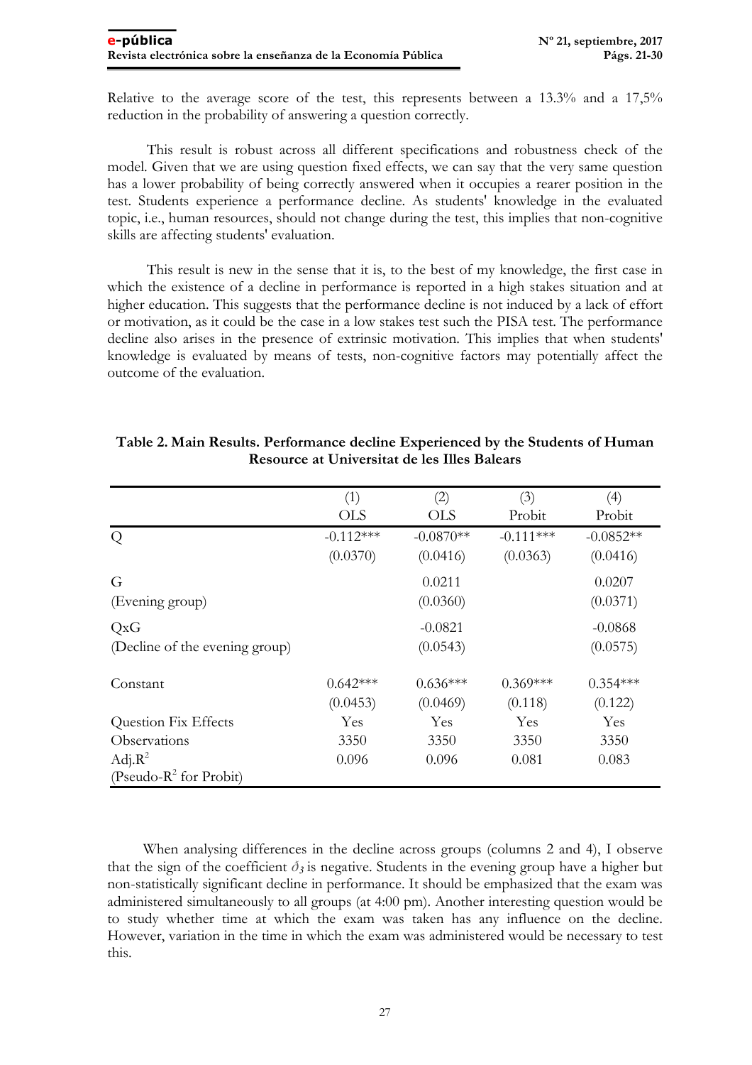Relative to the average score of the test, this represents between a 13.3% and a 17,5% reduction in the probability of answering a question correctly.

This result is robust across all different specifications and robustness check of the model. Given that we are using question fixed effects, we can say that the very same question has a lower probability of being correctly answered when it occupies a rearer position in the test. Students experience a performance decline. As students' knowledge in the evaluated topic, i.e., human resources, should not change during the test, this implies that non-cognitive skills are affecting students' evaluation.

This result is new in the sense that it is, to the best of my knowledge, the first case in which the existence of a decline in performance is reported in a high stakes situation and at higher education. This suggests that the performance decline is not induced by a lack of effort or motivation, as it could be the case in a low stakes test such the PISA test. The performance decline also arises in the presence of extrinsic motivation. This implies that when students' knowledge is evaluated by means of tests, non-cognitive factors may potentially affect the outcome of the evaluation.

**Table 2. Main Results. Performance decline Experienced by the Students of Human Resource at Universitat de les Illes Balears**

| | (1) OLS | (2) OLS | (3) Probit | (4) Probit |
|---|---|---|---|---|
| Q | -0.112*** | -0.0870** | -0.111*** | -0.0852** |
| | (0.0370) | (0.0416) | (0.0363) | (0.0416) |
| G (Evening group) | | 0.0211 | | 0.0207 |
| | | (0.0360) | | (0.0371) |
| QxG (Decline of the evening group) | | -0.0821 | | -0.0868 |
| | | (0.0543) | | (0.0575) |
| Constant | 0.642*** | 0.636*** | 0.369*** | 0.354*** |
| | (0.0453) | (0.0469) | (0.118) | (0.122) |
| Question Fix Effects | Yes | Yes | Yes | Yes |
| Observations | 3350 | 3350 | 3350 | 3350 |
| Adj.$R^2$ (Pseudo-$R^2$ for Probit) | 0.096 | 0.096 | 0.081 | 0.083 |

When analysing differences in the decline across groups (columns 2 and 4), I observe that the sign of the coefficient $\partial_3$ is negative. Students in the evening group have a higher but non-statistically significant decline in performance. It should be emphasized that the exam was administered simultaneously to all groups (at 4:00 pm). Another interesting question would be to study whether time at which the exam was taken has any influence on the decline. However, variation in the time in which the exam was administered would be necessary to test this.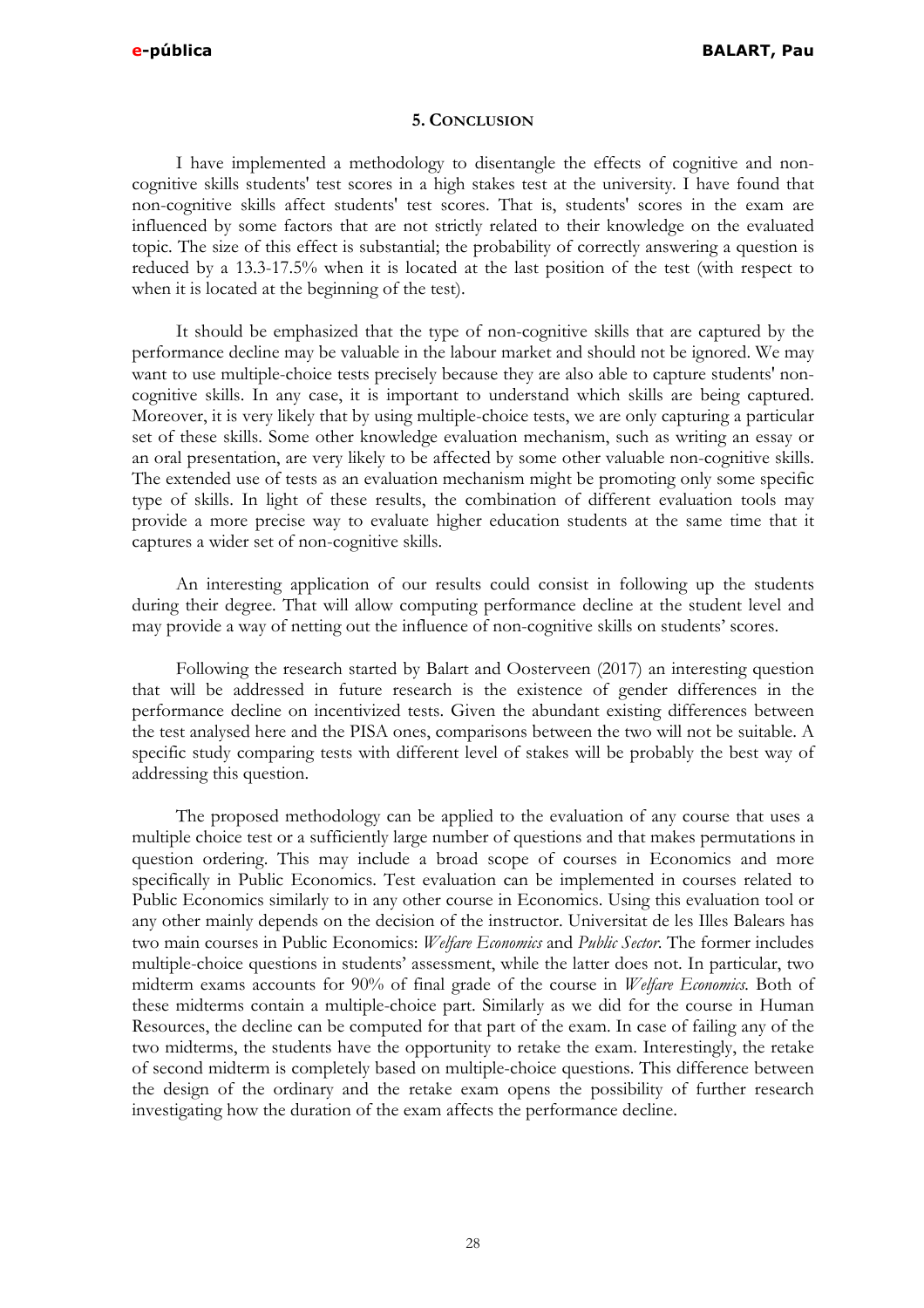## 5. Conclusion

I have implemented a methodology to disentangle the effects of cognitive and non-cognitive skills students' test scores in a high stakes test at the university. I have found that non-cognitive skills affect students' test scores. That is, students' scores in the exam are influenced by some factors that are not strictly related to their knowledge on the evaluated topic. The size of this effect is substantial; the probability of correctly answering a question is reduced by a 13.3-17.5% when it is located at the last position of the test (with respect to when it is located at the beginning of the test).

It should be emphasized that the type of non-cognitive skills that are captured by the performance decline may be valuable in the labour market and should not be ignored. We may want to use multiple-choice tests precisely because they are also able to capture students' non-cognitive skills. In any case, it is important to understand which skills are being captured. Moreover, it is very likely that by using multiple-choice tests, we are only capturing a particular set of these skills. Some other knowledge evaluation mechanism, such as writing an essay or an oral presentation, are very likely to be affected by some other valuable non-cognitive skills. The extended use of tests as an evaluation mechanism might be promoting only some specific type of skills. In light of these results, the combination of different evaluation tools may provide a more precise way to evaluate higher education students at the same time that it captures a wider set of non-cognitive skills.

An interesting application of our results could consist in following up the students during their degree. That will allow computing performance decline at the student level and may provide a way of netting out the influence of non-cognitive skills on students' scores.

Following the research started by Balart and Oosterveen (2017) an interesting question that will be addressed in future research is the existence of gender differences in the performance decline on incentivized tests. Given the abundant existing differences between the test analysed here and the PISA ones, comparisons between the two will not be suitable. A specific study comparing tests with different level of stakes will be probably the best way of addressing this question.

The proposed methodology can be applied to the evaluation of any course that uses a multiple choice test or a sufficiently large number of questions and that makes permutations in question ordering. This may include a broad scope of courses in Economics and more specifically in Public Economics. Test evaluation can be implemented in courses related to Public Economics similarly to in any other course in Economics. Using this evaluation tool or any other mainly depends on the decision of the instructor. Universitat de les Illes Balears has two main courses in Public Economics: *Welfare Economics* and *Public Sector*. The former includes multiple-choice questions in students' assessment, while the latter does not. In particular, two midterm exams accounts for 90% of final grade of the course in *Welfare Economics*. Both of these midterms contain a multiple-choice part. Similarly as we did for the course in Human Resources, the decline can be computed for that part of the exam. In case of failing any of the two midterms, the students have the opportunity to retake the exam. Interestingly, the retake of second midterm is completely based on multiple-choice questions. This difference between the design of the ordinary and the retake exam opens the possibility of further research investigating how the duration of the exam affects the performance decline.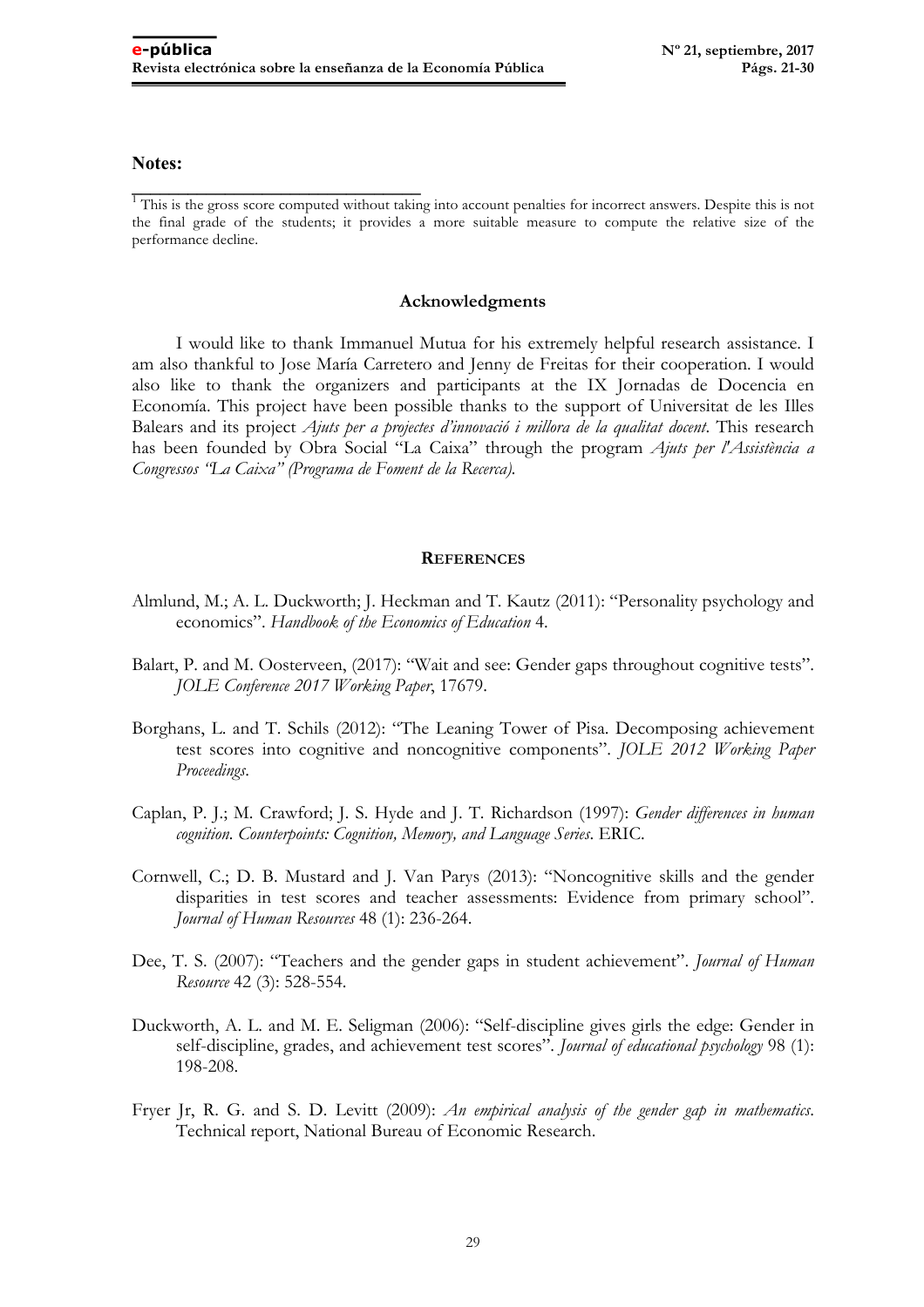## Notes:

[1] This is the gross score computed without taking into account penalties for incorrect answers. Despite this is not the final grade of the students; it provides a more suitable measure to compute the relative size of the performance decline.

### Acknowledgments

I would like to thank Immanuel Mutua for his extremely helpful research assistance. I am also thankful to Jose María Carretero and Jenny de Freitas for their cooperation. I would also like to thank the organizers and participants at the IX Jornadas de Docencia en Economía. This project have been possible thanks to the support of Universitat de les Illes Balears and its project *Ajuts per a projectes d'innovació i millora de la qualitat docent*. This research has been founded by Obra Social "La Caixa" through the program *Ajuts per l'Assistència a Congressos "La Caixa" (Programa de Foment de la Recerca)*.

### REFERENCES

Almlund, M.; A. L. Duckworth; J. Heckman and T. Kautz (2011): "Personality psychology and economics". *Handbook of the Economics of Education* 4.

Balart, P. and M. Oosterveen, (2017): "Wait and see: Gender gaps throughout cognitive tests". *JOLE Conference 2017 Working Paper*, 17679.

Borghans, L. and T. Schils (2012): "The Leaning Tower of Pisa. Decomposing achievement test scores into cognitive and noncognitive components". *JOLE 2012 Working Paper Proceedings*.

Caplan, P. J.; M. Crawford; J. S. Hyde and J. T. Richardson (1997): *Gender differences in human cognition. Counterpoints: Cognition, Memory, and Language Series*. ERIC.

Cornwell, C.; D. B. Mustard and J. Van Parys (2013): "Noncognitive skills and the gender disparities in test scores and teacher assessments: Evidence from primary school". *Journal of Human Resources* 48 (1): 236-264.

Dee, T. S. (2007): "Teachers and the gender gaps in student achievement". *Journal of Human Resource* 42 (3): 528-554.

Duckworth, A. L. and M. E. Seligman (2006): "Self-discipline gives girls the edge: Gender in self-discipline, grades, and achievement test scores". *Journal of educational psychology* 98 (1): 198-208.

Fryer Jr, R. G. and S. D. Levitt (2009): *An empirical analysis of the gender gap in mathematics*. Technical report, National Bureau of Economic Research.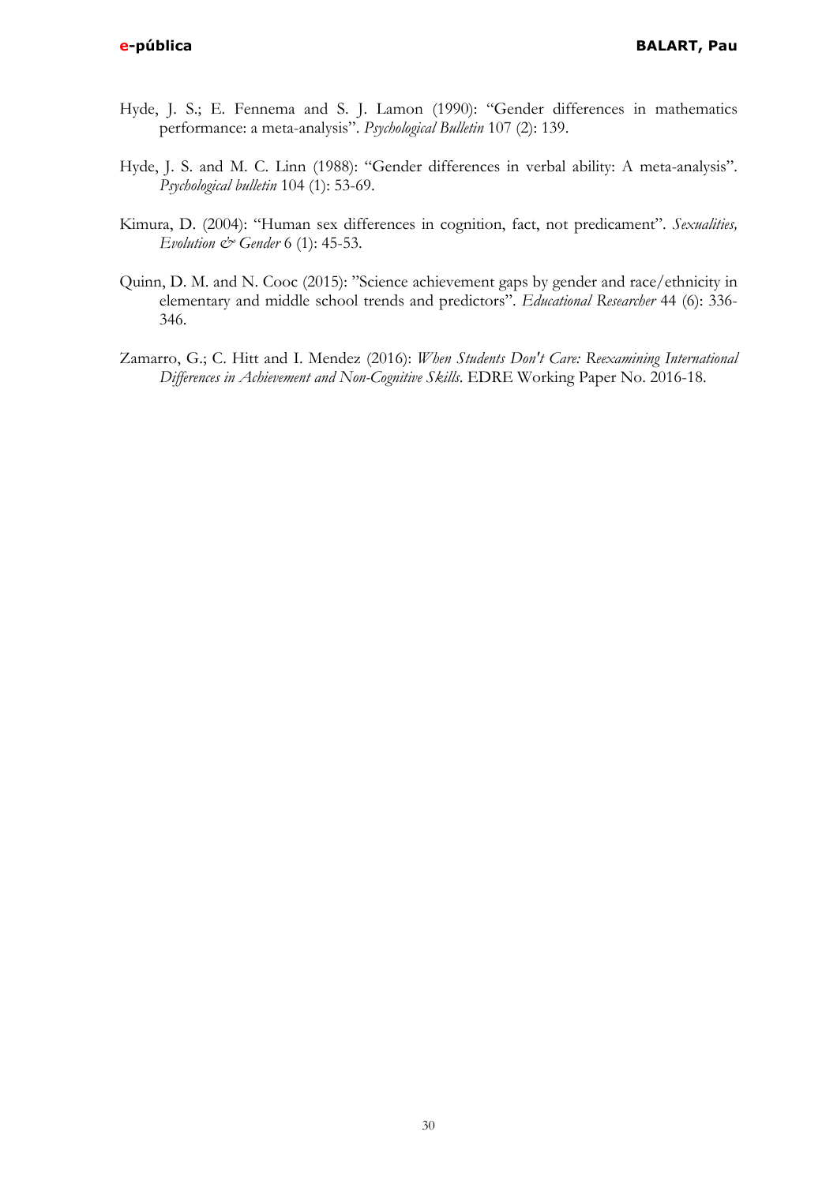Hyde, J. S.; E. Fennema and S. J. Lamon (1990): "Gender differences in mathematics performance: a meta-analysis". *Psychological Bulletin* 107 (2): 139.

Hyde, J. S. and M. C. Linn (1988): "Gender differences in verbal ability: A meta-analysis". *Psychological bulletin* 104 (1): 53-69.

Kimura, D. (2004): "Human sex differences in cognition, fact, not predicament". *Sexualities, Evolution & Gender* 6 (1): 45-53.

Quinn, D. M. and N. Cooc (2015): "Science achievement gaps by gender and race/ethnicity in elementary and middle school trends and predictors". *Educational Researcher* 44 (6): 336-346.

Zamarro, G.; C. Hitt and I. Mendez (2016): *When Students Don't Care: Reexamining International Differences in Achievement and Non-Cognitive Skills*. EDRE Working Paper No. 2016-18.